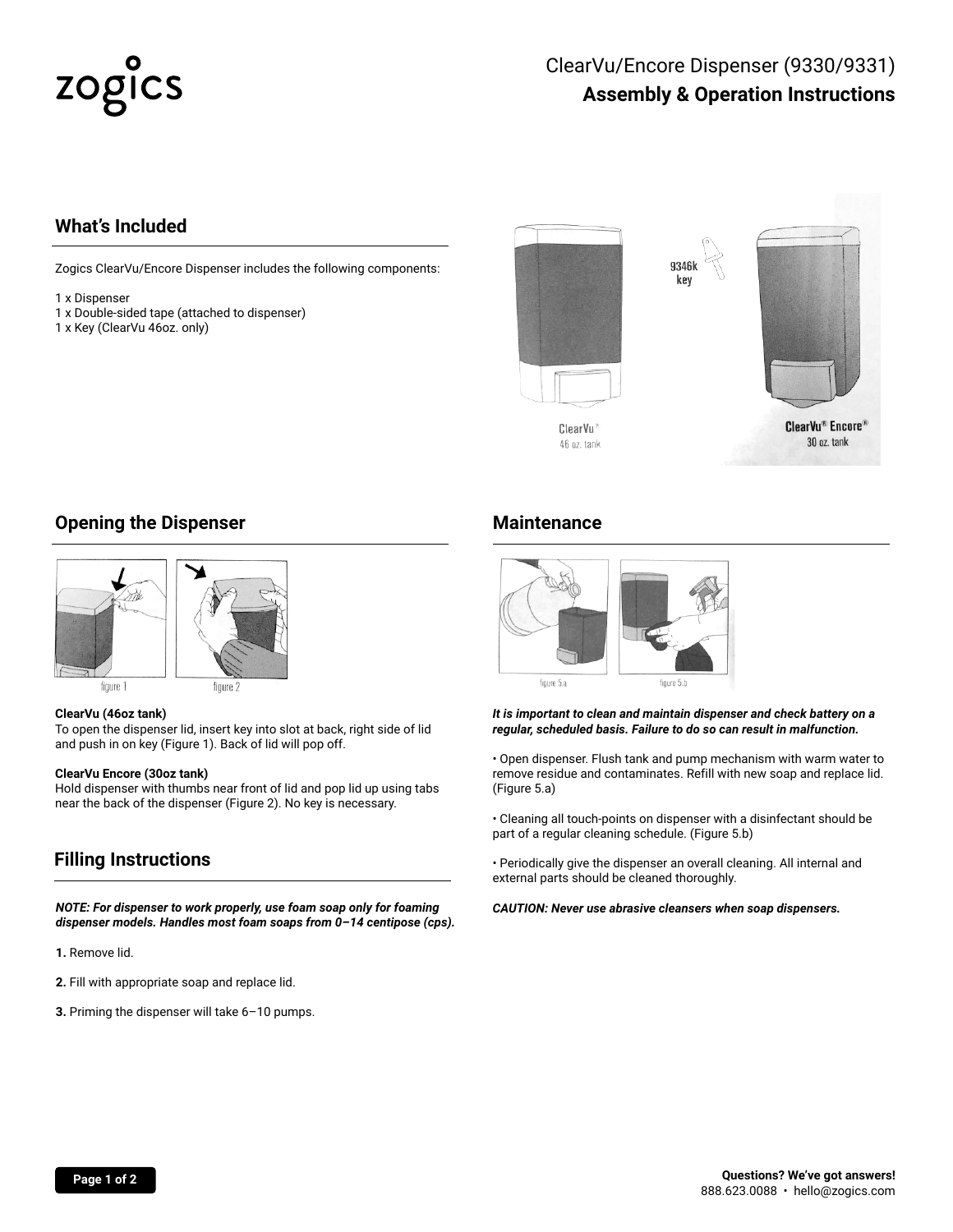# ClearVu/Encore Dispenser (9330/9331)

## Assembly & Operation Instructions

## What's Included

Zogics ClearVu/Encore Dispenser includes the following components:

1 x Dispenser
1 x Double-sided tape (attached to dispenser)
1 x Key (ClearVu 46oz. only)

9346k key

ClearVu®
46 oz. tank

ClearVu® Encore®
30 oz. tank

## Opening the Dispenser

figure 1

figure 2

**ClearVu (46oz tank)**
To open the dispenser lid, insert key into slot at back, right side of lid and push in on key (Figure 1). Back of lid will pop off.

**ClearVu Encore (30oz tank)**
Hold dispenser with thumbs near front of lid and pop lid up using tabs near the back of the dispenser (Figure 2). No key is necessary.

## Filling Instructions

***NOTE: For dispenser to work properly, use foam soap only for foaming dispenser models. Handles most foam soaps from 0–14 centipose (cps).***

**1.** Remove lid.

**2.** Fill with appropriate soap and replace lid.

**3.** Priming the dispenser will take 6–10 pumps.

## Maintenance

figure 5.a

figure 5.b

***It is important to clean and maintain dispenser and check battery on a regular, scheduled basis. Failure to do so can result in malfunction.***

• Open dispenser. Flush tank and pump mechanism with warm water to remove residue and contaminates. Refill with new soap and replace lid. (Figure 5.a)

• Cleaning all touch-points on dispenser with a disinfectant should be part of a regular cleaning schedule. (Figure 5.b)

• Periodically give the dispenser an overall cleaning. All internal and external parts should be cleaned thoroughly.

***CAUTION: Never use abrasive cleansers when soap dispensers.***

**Questions? We've got answers!**
888.623.0088 • hello@zogics.com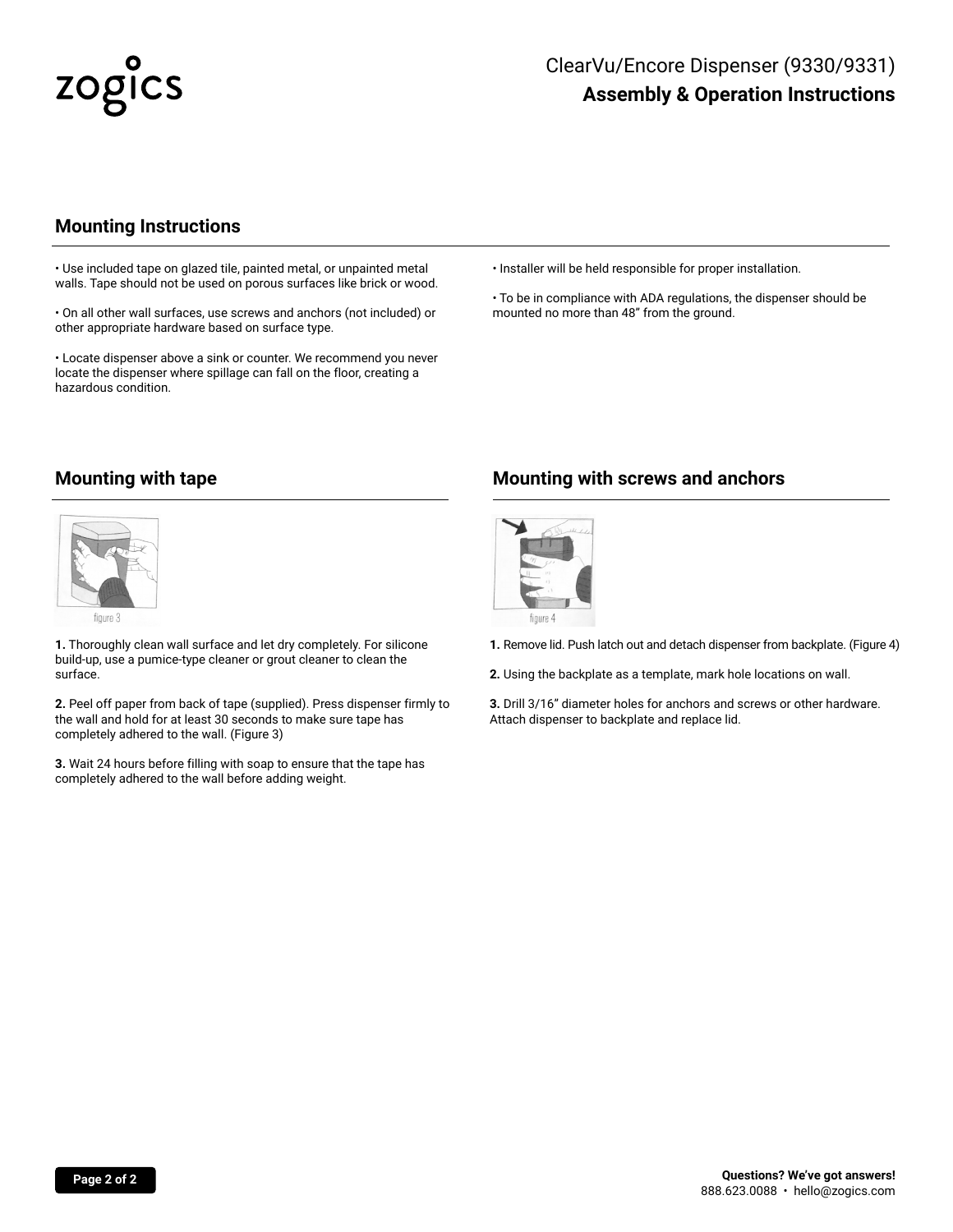## Mounting Instructions

- Use included tape on glazed tile, painted metal, or unpainted metal walls. Tape should not be used on porous surfaces like brick or wood.
- On all other wall surfaces, use screws and anchors (not included) or other appropriate hardware based on surface type.
- Locate dispenser above a sink or counter. We recommend you never locate the dispenser where spillage can fall on the floor, creating a hazardous condition.
- Installer will be held responsible for proper installation.
- To be in compliance with ADA regulations, the dispenser should be mounted no more than 48" from the ground.

## Mounting with tape

figure 3

**1.** Thoroughly clean wall surface and let dry completely. For silicone build-up, use a pumice-type cleaner or grout cleaner to clean the surface.

**2.** Peel off paper from back of tape (supplied). Press dispenser firmly to the wall and hold for at least 30 seconds to make sure tape has completely adhered to the wall. (Figure 3)

**3.** Wait 24 hours before filling with soap to ensure that the tape has completely adhered to the wall before adding weight.

## Mounting with screws and anchors

figure 4

**1.** Remove lid. Push latch out and detach dispenser from backplate. (Figure 4)

**2.** Using the backplate as a template, mark hole locations on wall.

**3.** Drill 3/16" diameter holes for anchors and screws or other hardware. Attach dispenser to backplate and replace lid.